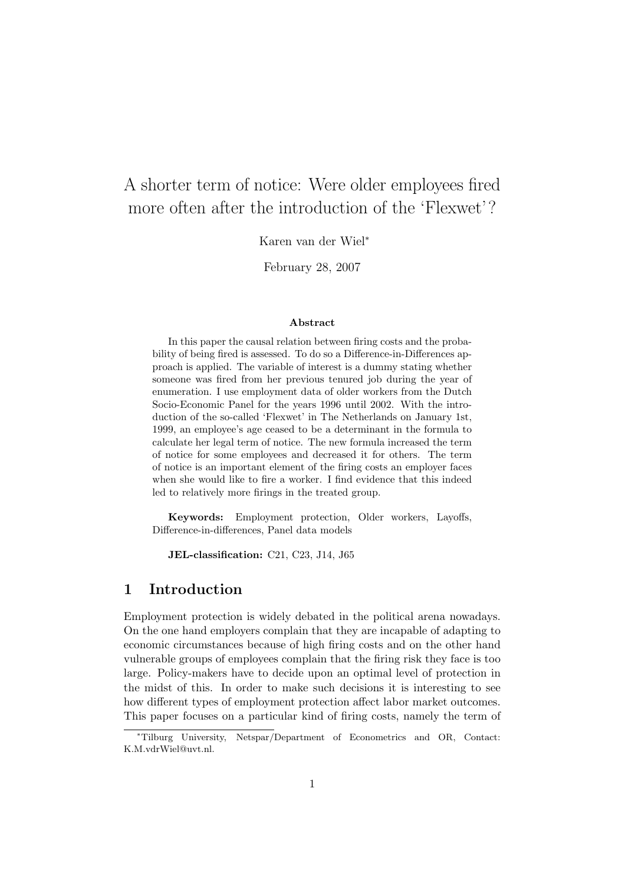# A shorter term of notice: Were older employees fired more often after the introduction of the 'Flexwet'?

Karen van der Wiel[*]

February 28, 2007

### Abstract

In this paper the causal relation between firing costs and the probability of being fired is assessed. To do so a Difference-in-Differences approach is applied. The variable of interest is a dummy stating whether someone was fired from her previous tenured job during the year of enumeration. I use employment data of older workers from the Dutch Socio-Economic Panel for the years 1996 until 2002. With the introduction of the so-called 'Flexwet' in The Netherlands on January 1st, 1999, an employee's age ceased to be a determinant in the formula to calculate her legal term of notice. The new formula increased the term of notice for some employees and decreased it for others. The term of notice is an important element of the firing costs an employer faces when she would like to fire a worker. I find evidence that this indeed led to relatively more firings in the treated group.

**Keywords:** Employment protection, Older workers, Layoffs, Difference-in-differences, Panel data models

**JEL-classification:** C21, C23, J14, J65

## 1 Introduction

Employment protection is widely debated in the political arena nowadays. On the one hand employers complain that they are incapable of adapting to economic circumstances because of high firing costs and on the other hand vulnerable groups of employees complain that the firing risk they face is too large. Policy-makers have to decide upon an optimal level of protection in the midst of this. In order to make such decisions it is interesting to see how different types of employment protection affect labor market outcomes. This paper focuses on a particular kind of firing costs, namely the term of

[*] Tilburg University, Netspar/Department of Econometrics and OR, Contact: K.M.vdrWiel@uvt.nl.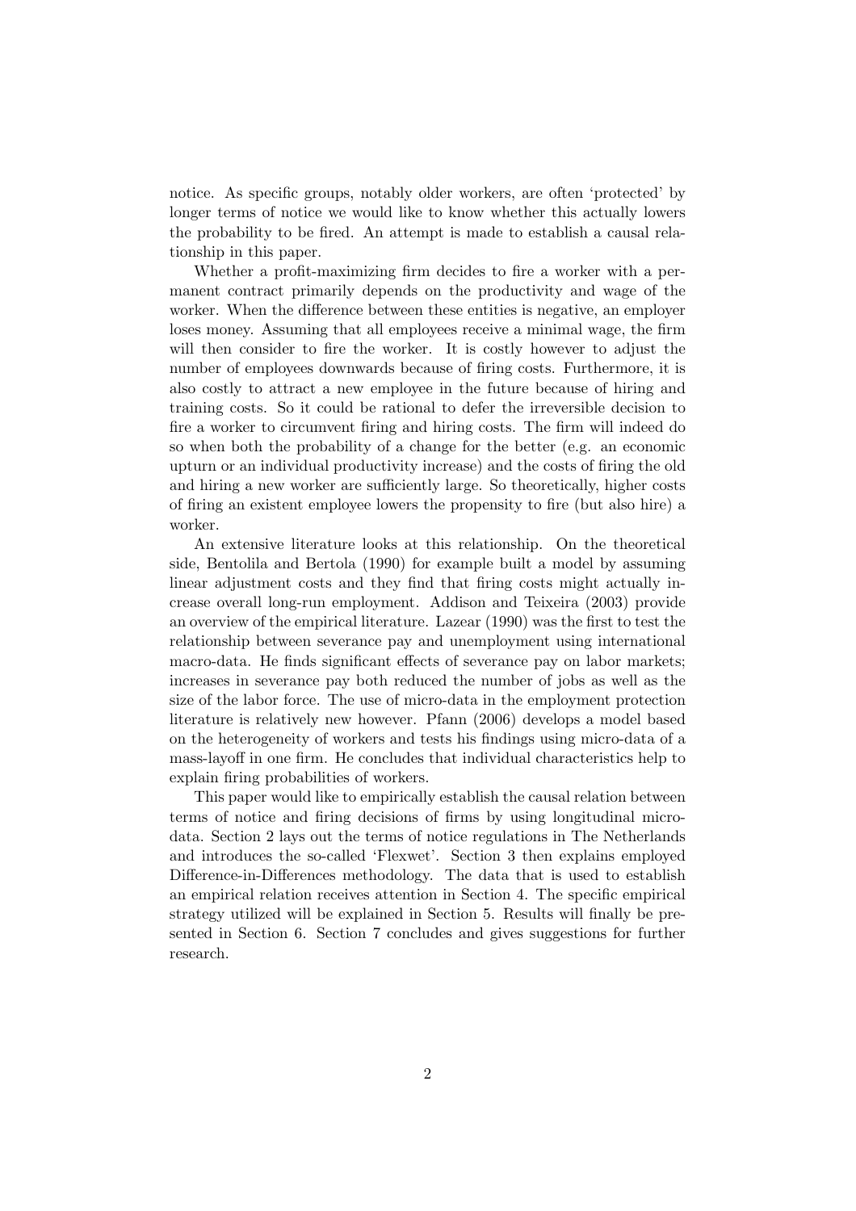notice. As specific groups, notably older workers, are often 'protected' by longer terms of notice we would like to know whether this actually lowers the probability to be fired. An attempt is made to establish a causal relationship in this paper.

Whether a profit-maximizing firm decides to fire a worker with a permanent contract primarily depends on the productivity and wage of the worker. When the difference between these entities is negative, an employer loses money. Assuming that all employees receive a minimal wage, the firm will then consider to fire the worker. It is costly however to adjust the number of employees downwards because of firing costs. Furthermore, it is also costly to attract a new employee in the future because of hiring and training costs. So it could be rational to defer the irreversible decision to fire a worker to circumvent firing and hiring costs. The firm will indeed do so when both the probability of a change for the better (e.g. an economic upturn or an individual productivity increase) and the costs of firing the old and hiring a new worker are sufficiently large. So theoretically, higher costs of firing an existent employee lowers the propensity to fire (but also hire) a worker.

An extensive literature looks at this relationship. On the theoretical side, Bentolila and Bertola (1990) for example built a model by assuming linear adjustment costs and they find that firing costs might actually increase overall long-run employment. Addison and Teixeira (2003) provide an overview of the empirical literature. Lazear (1990) was the first to test the relationship between severance pay and unemployment using international macro-data. He finds significant effects of severance pay on labor markets; increases in severance pay both reduced the number of jobs as well as the size of the labor force. The use of micro-data in the employment protection literature is relatively new however. Pfann (2006) develops a model based on the heterogeneity of workers and tests his findings using micro-data of a mass-layoff in one firm. He concludes that individual characteristics help to explain firing probabilities of workers.

This paper would like to empirically establish the causal relation between terms of notice and firing decisions of firms by using longitudinal micro-data. Section 2 lays out the terms of notice regulations in The Netherlands and introduces the so-called 'Flexwet'. Section 3 then explains employed Difference-in-Differences methodology. The data that is used to establish an empirical relation receives attention in Section 4. The specific empirical strategy utilized will be explained in Section 5. Results will finally be presented in Section 6. Section 7 concludes and gives suggestions for further research.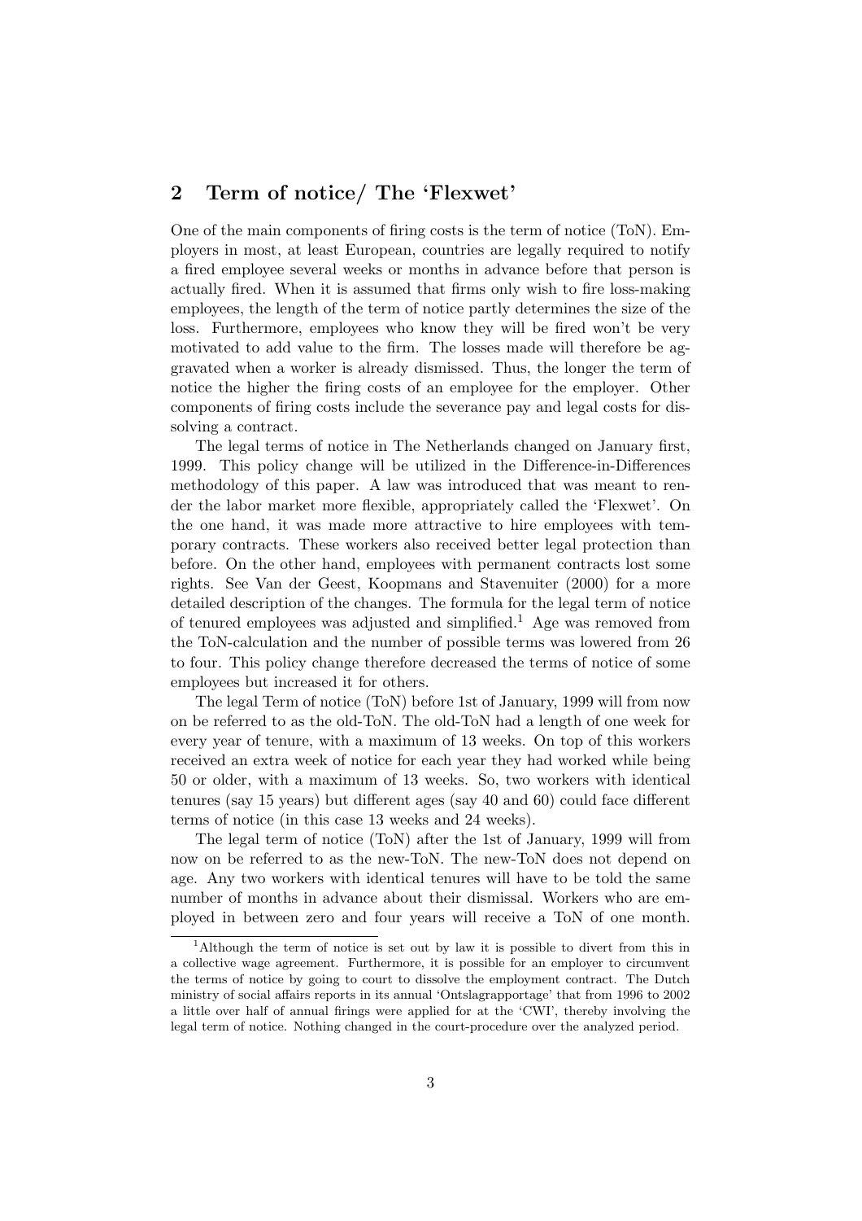## 2 Term of notice/ The 'Flexwet'

One of the main components of firing costs is the term of notice (ToN). Employers in most, at least European, countries are legally required to notify a fired employee several weeks or months in advance before that person is actually fired. When it is assumed that firms only wish to fire loss-making employees, the length of the term of notice partly determines the size of the loss. Furthermore, employees who know they will be fired won't be very motivated to add value to the firm. The losses made will therefore be aggravated when a worker is already dismissed. Thus, the longer the term of notice the higher the firing costs of an employee for the employer. Other components of firing costs include the severance pay and legal costs for dissolving a contract.

The legal terms of notice in The Netherlands changed on January first, 1999. This policy change will be utilized in the Difference-in-Differences methodology of this paper. A law was introduced that was meant to render the labor market more flexible, appropriately called the 'Flexwet'. On the one hand, it was made more attractive to hire employees with temporary contracts. These workers also received better legal protection than before. On the other hand, employees with permanent contracts lost some rights. See Van der Geest, Koopmans and Stavenuiter (2000) for a more detailed description of the changes. The formula for the legal term of notice of tenured employees was adjusted and simplified.[1] Age was removed from the ToN-calculation and the number of possible terms was lowered from 26 to four. This policy change therefore decreased the terms of notice of some employees but increased it for others.

The legal Term of notice (ToN) before 1st of January, 1999 will from now on be referred to as the old-ToN. The old-ToN had a length of one week for every year of tenure, with a maximum of 13 weeks. On top of this workers received an extra week of notice for each year they had worked while being 50 or older, with a maximum of 13 weeks. So, two workers with identical tenures (say 15 years) but different ages (say 40 and 60) could face different terms of notice (in this case 13 weeks and 24 weeks).

The legal term of notice (ToN) after the 1st of January, 1999 will from now on be referred to as the new-ToN. The new-ToN does not depend on age. Any two workers with identical tenures will have to be told the same number of months in advance about their dismissal. Workers who are employed in between zero and four years will receive a ToN of one month.

[1] Although the term of notice is set out by law it is possible to divert from this in a collective wage agreement. Furthermore, it is possible for an employer to circumvent the terms of notice by going to court to dissolve the employment contract. The Dutch ministry of social affairs reports in its annual 'Ontslagrapportage' that from 1996 to 2002 a little over half of annual firings were applied for at the 'CWI', thereby involving the legal term of notice. Nothing changed in the court-procedure over the analyzed period.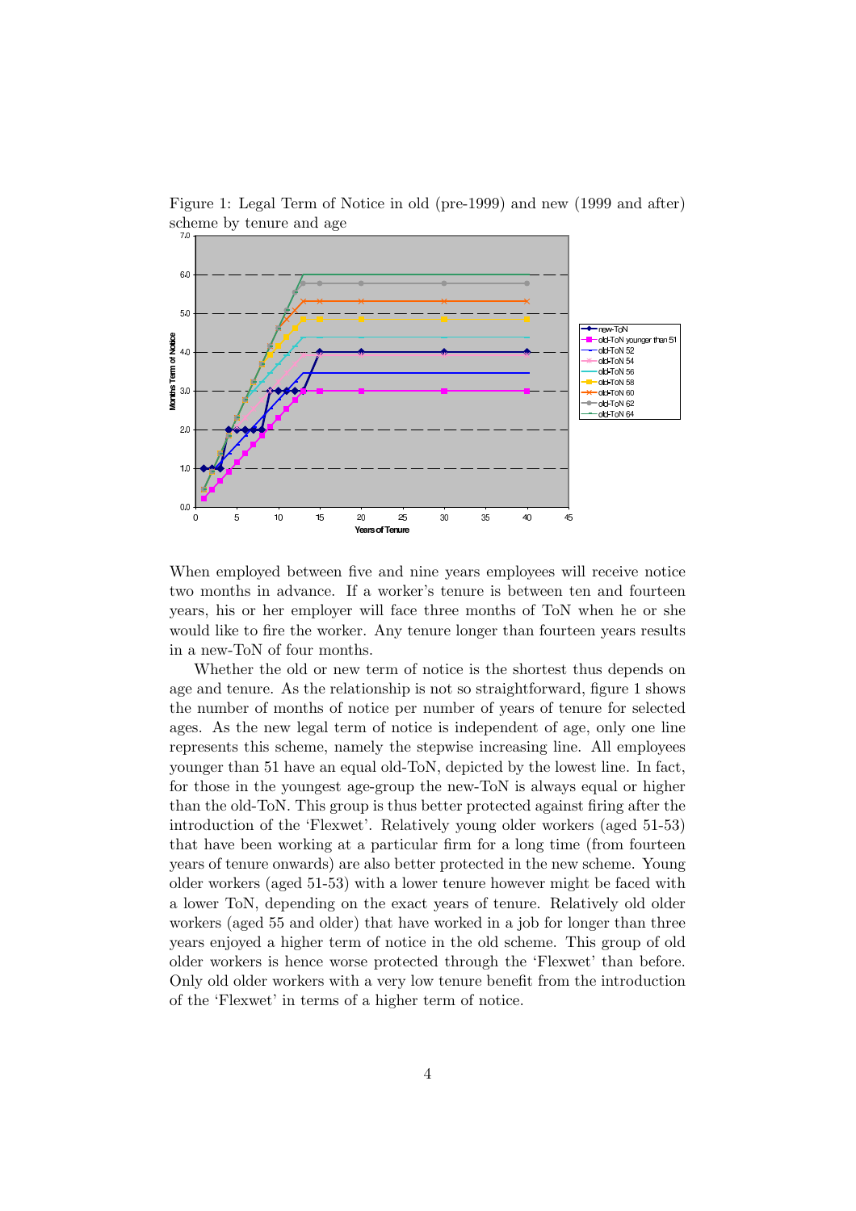Figure 1: Legal Term of Notice in old (pre-1999) and new (1999 and after) scheme by tenure and age

When employed between five and nine years employees will receive notice two months in advance. If a worker's tenure is between ten and fourteen years, his or her employer will face three months of ToN when he or she would like to fire the worker. Any tenure longer than fourteen years results in a new-ToN of four months.

Whether the old or new term of notice is the shortest thus depends on age and tenure. As the relationship is not so straightforward, figure 1 shows the number of months of notice per number of years of tenure for selected ages. As the new legal term of notice is independent of age, only one line represents this scheme, namely the stepwise increasing line. All employees younger than 51 have an equal old-ToN, depicted by the lowest line. In fact, for those in the youngest age-group the new-ToN is always equal or higher than the old-ToN. This group is thus better protected against firing after the introduction of the 'Flexwet'. Relatively young older workers (aged 51-53) that have been working at a particular firm for a long time (from fourteen years of tenure onwards) are also better protected in the new scheme. Young older workers (aged 51-53) with a lower tenure however might be faced with a lower ToN, depending on the exact years of tenure. Relatively old older workers (aged 55 and older) that have worked in a job for longer than three years enjoyed a higher term of notice in the old scheme. This group of old older workers is hence worse protected through the 'Flexwet' than before. Only old older workers with a very low tenure benefit from the introduction of the 'Flexwet' in terms of a higher term of notice.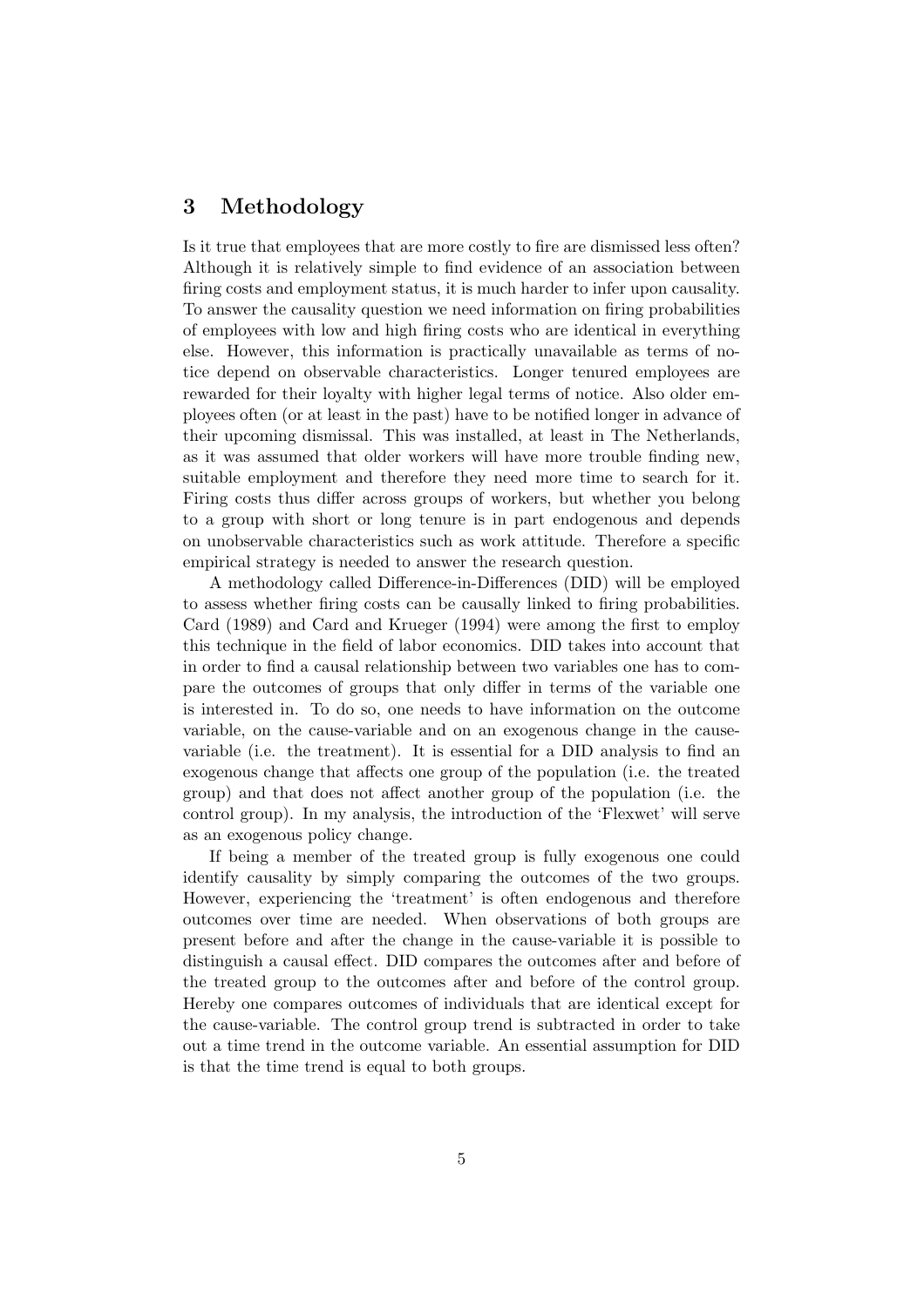## 3 Methodology

Is it true that employees that are more costly to fire are dismissed less often? Although it is relatively simple to find evidence of an association between firing costs and employment status, it is much harder to infer upon causality. To answer the causality question we need information on firing probabilities of employees with low and high firing costs who are identical in everything else. However, this information is practically unavailable as terms of notice depend on observable characteristics. Longer tenured employees are rewarded for their loyalty with higher legal terms of notice. Also older employees often (or at least in the past) have to be notified longer in advance of their upcoming dismissal. This was installed, at least in The Netherlands, as it was assumed that older workers will have more trouble finding new, suitable employment and therefore they need more time to search for it. Firing costs thus differ across groups of workers, but whether you belong to a group with short or long tenure is in part endogenous and depends on unobservable characteristics such as work attitude. Therefore a specific empirical strategy is needed to answer the research question.

A methodology called Difference-in-Differences (DID) will be employed to assess whether firing costs can be causally linked to firing probabilities. Card (1989) and Card and Krueger (1994) were among the first to employ this technique in the field of labor economics. DID takes into account that in order to find a causal relationship between two variables one has to compare the outcomes of groups that only differ in terms of the variable one is interested in. To do so, one needs to have information on the outcome variable, on the cause-variable and on an exogenous change in the cause-variable (i.e. the treatment). It is essential for a DID analysis to find an exogenous change that affects one group of the population (i.e. the treated group) and that does not affect another group of the population (i.e. the control group). In my analysis, the introduction of the 'Flexwet' will serve as an exogenous policy change.

If being a member of the treated group is fully exogenous one could identify causality by simply comparing the outcomes of the two groups. However, experiencing the 'treatment' is often endogenous and therefore outcomes over time are needed. When observations of both groups are present before and after the change in the cause-variable it is possible to distinguish a causal effect. DID compares the outcomes after and before of the treated group to the outcomes after and before of the control group. Hereby one compares outcomes of individuals that are identical except for the cause-variable. The control group trend is subtracted in order to take out a time trend in the outcome variable. An essential assumption for DID is that the time trend is equal to both groups.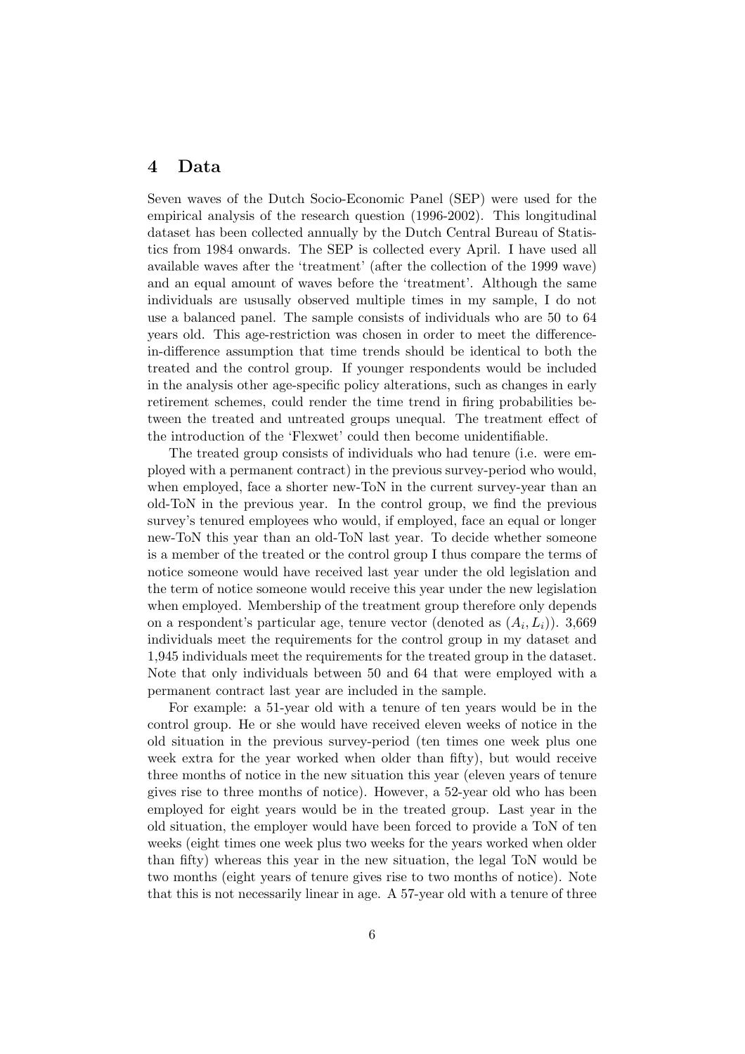## 4 Data

Seven waves of the Dutch Socio-Economic Panel (SEP) were used for the empirical analysis of the research question (1996-2002). This longitudinal dataset has been collected annually by the Dutch Central Bureau of Statistics from 1984 onwards. The SEP is collected every April. I have used all available waves after the 'treatment' (after the collection of the 1999 wave) and an equal amount of waves before the 'treatment'. Although the same individuals are ususally observed multiple times in my sample, I do not use a balanced panel. The sample consists of individuals who are 50 to 64 years old. This age-restriction was chosen in order to meet the difference-in-difference assumption that time trends should be identical to both the treated and the control group. If younger respondents would be included in the analysis other age-specific policy alterations, such as changes in early retirement schemes, could render the time trend in firing probabilities between the treated and untreated groups unequal. The treatment effect of the introduction of the 'Flexwet' could then become unidentifiable.

The treated group consists of individuals who had tenure (i.e. were employed with a permanent contract) in the previous survey-period who would, when employed, face a shorter new-ToN in the current survey-year than an old-ToN in the previous year. In the control group, we find the previous survey's tenured employees who would, if employed, face an equal or longer new-ToN this year than an old-ToN last year. To decide whether someone is a member of the treated or the control group I thus compare the terms of notice someone would have received last year under the old legislation and the term of notice someone would receive this year under the new legislation when employed. Membership of the treatment group therefore only depends on a respondent's particular age, tenure vector (denoted as $(A_i, L_i)$). 3,669 individuals meet the requirements for the control group in my dataset and 1,945 individuals meet the requirements for the treated group in the dataset. Note that only individuals between 50 and 64 that were employed with a permanent contract last year are included in the sample.

For example: a 51-year old with a tenure of ten years would be in the control group. He or she would have received eleven weeks of notice in the old situation in the previous survey-period (ten times one week plus one week extra for the year worked when older than fifty), but would receive three months of notice in the new situation this year (eleven years of tenure gives rise to three months of notice). However, a 52-year old who has been employed for eight years would be in the treated group. Last year in the old situation, the employer would have been forced to provide a ToN of ten weeks (eight times one week plus two weeks for the years worked when older than fifty) whereas this year in the new situation, the legal ToN would be two months (eight years of tenure gives rise to two months of notice). Note that this is not necessarily linear in age. A 57-year old with a tenure of three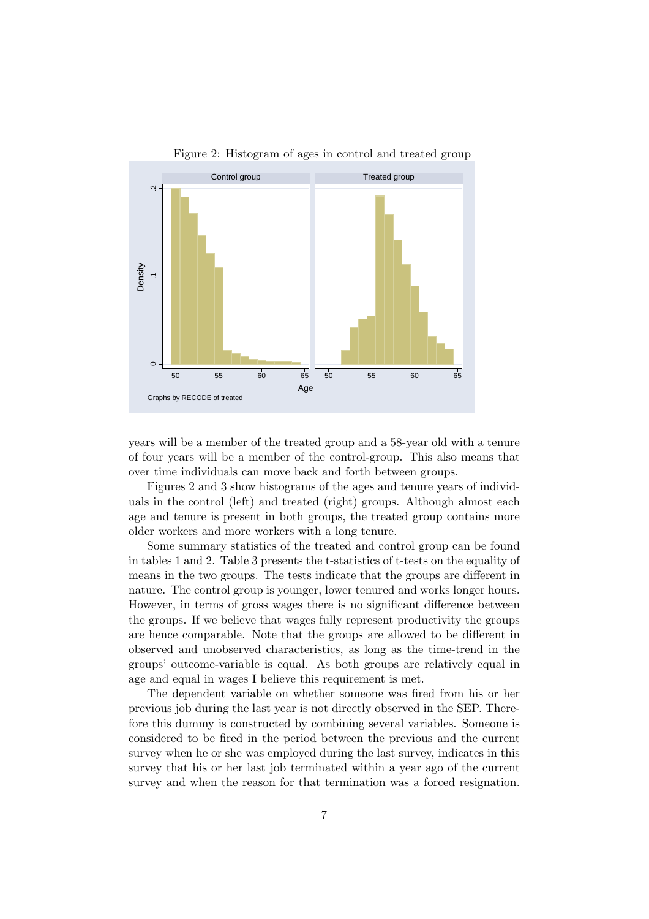Figure 2: Histogram of ages in control and treated group

years will be a member of the treated group and a 58-year old with a tenure of four years will be a member of the control-group. This also means that over time individuals can move back and forth between groups.

Figures 2 and 3 show histograms of the ages and tenure years of individuals in the control (left) and treated (right) groups. Although almost each age and tenure is present in both groups, the treated group contains more older workers and more workers with a long tenure.

Some summary statistics of the treated and control group can be found in tables 1 and 2. Table 3 presents the t-statistics of t-tests on the equality of means in the two groups. The tests indicate that the groups are different in nature. The control group is younger, lower tenured and works longer hours. However, in terms of gross wages there is no significant difference between the groups. If we believe that wages fully represent productivity the groups are hence comparable. Note that the groups are allowed to be different in observed and unobserved characteristics, as long as the time-trend in the groups' outcome-variable is equal. As both groups are relatively equal in age and equal in wages I believe this requirement is met.

The dependent variable on whether someone was fired from his or her previous job during the last year is not directly observed in the SEP. Therefore this dummy is constructed by combining several variables. Someone is considered to be fired in the period between the previous and the current survey when he or she was employed during the last survey, indicates in this survey that his or her last job terminated within a year ago of the current survey and when the reason for that termination was a forced resignation.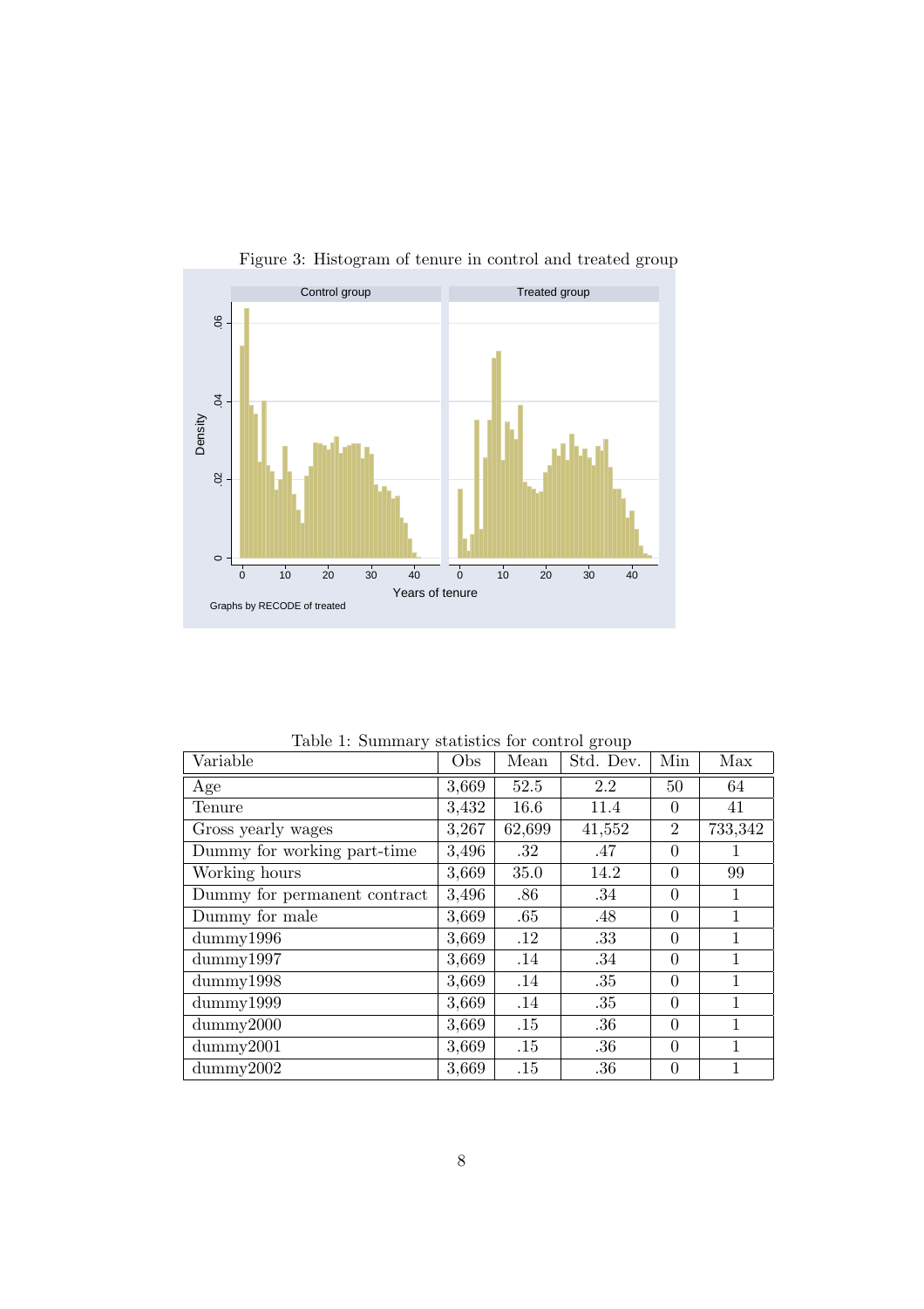Figure 3: Histogram of tenure in control and treated group

Table 1: Summary statistics for control group

| Variable | Obs | Mean | Std. Dev. | Min | Max |
|---|---|---|---|---|---|
| Age | 3,669 | 52.5 | 2.2 | 50 | 64 |
| Tenure | 3,432 | 16.6 | 11.4 | 0 | 41 |
| Gross yearly wages | 3,267 | 62,699 | 41,552 | 2 | 733,342 |
| Dummy for working part-time | 3,496 | .32 | .47 | 0 | 1 |
| Working hours | 3,669 | 35.0 | 14.2 | 0 | 99 |
| Dummy for permanent contract | 3,496 | .86 | .34 | 0 | 1 |
| Dummy for male | 3,669 | .65 | .48 | 0 | 1 |
| dummy1996 | 3,669 | .12 | .33 | 0 | 1 |
| dummy1997 | 3,669 | .14 | .34 | 0 | 1 |
| dummy1998 | 3,669 | .14 | .35 | 0 | 1 |
| dummy1999 | 3,669 | .14 | .35 | 0 | 1 |
| dummy2000 | 3,669 | .15 | .36 | 0 | 1 |
| dummy2001 | 3,669 | .15 | .36 | 0 | 1 |
| dummy2002 | 3,669 | .15 | .36 | 0 | 1 |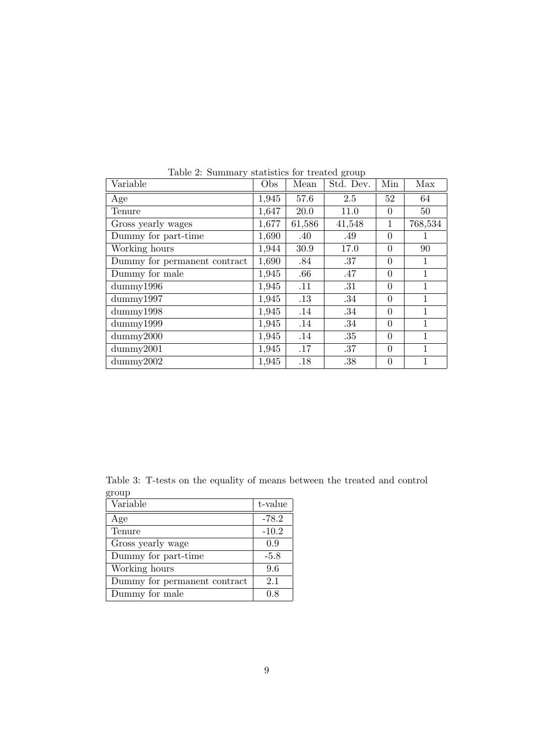Table 2: Summary statistics for treated group

| Variable | Obs | Mean | Std. Dev. | Min | Max |
|---|---|---|---|---|---|
| Age | 1,945 | 57.6 | 2.5 | 52 | 64 |
| Tenure | 1,647 | 20.0 | 11.0 | 0 | 50 |
| Gross yearly wages | 1,677 | 61,586 | 41,548 | 1 | 768,534 |
| Dummy for part-time | 1,690 | .40 | .49 | 0 | 1 |
| Working hours | 1,944 | 30.9 | 17.0 | 0 | 90 |
| Dummy for permanent contract | 1,690 | .84 | .37 | 0 | 1 |
| Dummy for male | 1,945 | .66 | .47 | 0 | 1 |
| dummy1996 | 1,945 | .11 | .31 | 0 | 1 |
| dummy1997 | 1,945 | .13 | .34 | 0 | 1 |
| dummy1998 | 1,945 | .14 | .34 | 0 | 1 |
| dummy1999 | 1,945 | .14 | .34 | 0 | 1 |
| dummy2000 | 1,945 | .14 | .35 | 0 | 1 |
| dummy2001 | 1,945 | .17 | .37 | 0 | 1 |
| dummy2002 | 1,945 | .18 | .38 | 0 | 1 |

Table 3: T-tests on the equality of means between the treated and control group

| Variable | t-value |
|---|---|
| Age | -78.2 |
| Tenure | -10.2 |
| Gross yearly wage | 0.9 |
| Dummy for part-time | -5.8 |
| Working hours | 9.6 |
| Dummy for permanent contract | 2.1 |
| Dummy for male | 0.8 |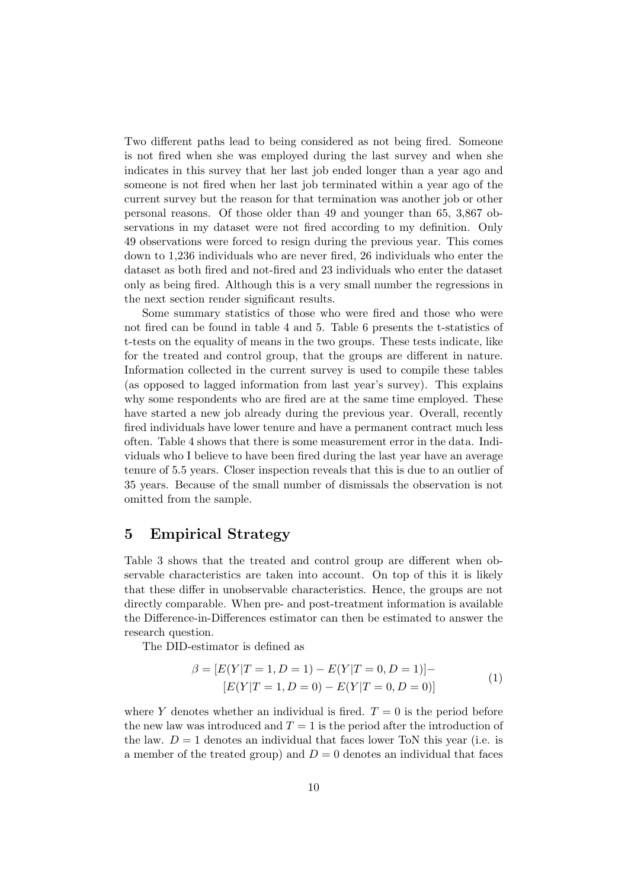Two different paths lead to being considered as not being fired. Someone is not fired when she was employed during the last survey and when she indicates in this survey that her last job ended longer than a year ago and someone is not fired when her last job terminated within a year ago of the current survey but the reason for that termination was another job or other personal reasons. Of those older than 49 and younger than 65, 3,867 observations in my dataset were not fired according to my definition. Only 49 observations were forced to resign during the previous year. This comes down to 1,236 individuals who are never fired, 26 individuals who enter the dataset as both fired and not-fired and 23 individuals who enter the dataset only as being fired. Although this is a very small number the regressions in the next section render significant results.

Some summary statistics of those who were fired and those who were not fired can be found in table 4 and 5. Table 6 presents the t-statistics of t-tests on the equality of means in the two groups. These tests indicate, like for the treated and control group, that the groups are different in nature. Information collected in the current survey is used to compile these tables (as opposed to lagged information from last year's survey). This explains why some respondents who are fired are at the same time employed. These have started a new job already during the previous year. Overall, recently fired individuals have lower tenure and have a permanent contract much less often. Table 4 shows that there is some measurement error in the data. Individuals who I believe to have been fired during the last year have an average tenure of 5.5 years. Closer inspection reveals that this is due to an outlier of 35 years. Because of the small number of dismissals the observation is not omitted from the sample.

## 5 Empirical Strategy

Table 3 shows that the treated and control group are different when observable characteristics are taken into account. On top of this it is likely that these differ in unobservable characteristics. Hence, the groups are not directly comparable. When pre- and post-treatment information is available the Difference-in-Differences estimator can then be estimated to answer the research question.

The DID-estimator is defined as

$$\beta = [E(Y|T=1, D=1) - E(Y|T=0, D=1)] - \\ [E(Y|T=1, D=0) - E(Y|T=0, D=0)] \tag{1}$$

where $Y$ denotes whether an individual is fired. $T = 0$ is the period before the new law was introduced and $T = 1$ is the period after the introduction of the law. $D = 1$ denotes an individual that faces lower ToN this year (i.e. is a member of the treated group) and $D = 0$ denotes an individual that faces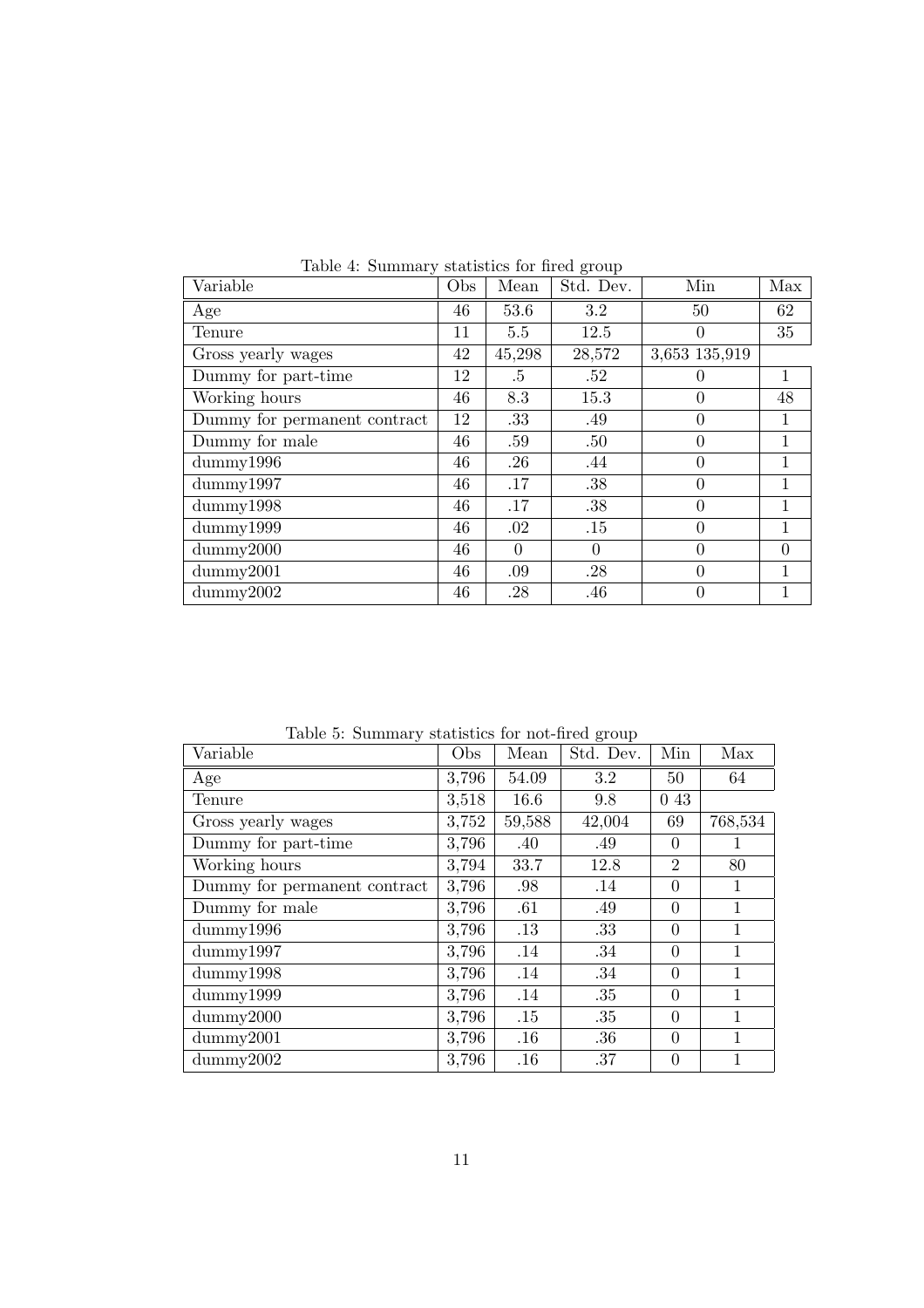Table 4: Summary statistics for fired group

| Variable | Obs | Mean | Std. Dev. | Min | Max |
|---|---|---|---|---|---|
| Age | 46 | 53.6 | 3.2 | 50 | 62 |
| Tenure | 11 | 5.5 | 12.5 | 0 | 35 |
| Gross yearly wages | 42 | 45,298 | 28,572 | 3,653 135,919 | |
| Dummy for part-time | 12 | .5 | .52 | 0 | 1 |
| Working hours | 46 | 8.3 | 15.3 | 0 | 48 |
| Dummy for permanent contract | 12 | .33 | .49 | 0 | 1 |
| Dummy for male | 46 | .59 | .50 | 0 | 1 |
| dummy1996 | 46 | .26 | .44 | 0 | 1 |
| dummy1997 | 46 | .17 | .38 | 0 | 1 |
| dummy1998 | 46 | .17 | .38 | 0 | 1 |
| dummy1999 | 46 | .02 | .15 | 0 | 1 |
| dummy2000 | 46 | 0 | 0 | 0 | 0 |
| dummy2001 | 46 | .09 | .28 | 0 | 1 |
| dummy2002 | 46 | .28 | .46 | 0 | 1 |

Table 5: Summary statistics for not-fired group

| Variable | Obs | Mean | Std. Dev. | Min | Max |
|---|---|---|---|---|---|
| Age | 3,796 | 54.09 | 3.2 | 50 | 64 |
| Tenure | 3,518 | 16.6 | 9.8 | 0 43 | |
| Gross yearly wages | 3,752 | 59,588 | 42,004 | 69 | 768,534 |
| Dummy for part-time | 3,796 | .40 | .49 | 0 | 1 |
| Working hours | 3,794 | 33.7 | 12.8 | 2 | 80 |
| Dummy for permanent contract | 3,796 | .98 | .14 | 0 | 1 |
| Dummy for male | 3,796 | .61 | .49 | 0 | 1 |
| dummy1996 | 3,796 | .13 | .33 | 0 | 1 |
| dummy1997 | 3,796 | .14 | .34 | 0 | 1 |
| dummy1998 | 3,796 | .14 | .34 | 0 | 1 |
| dummy1999 | 3,796 | .14 | .35 | 0 | 1 |
| dummy2000 | 3,796 | .15 | .35 | 0 | 1 |
| dummy2001 | 3,796 | .16 | .36 | 0 | 1 |
| dummy2002 | 3,796 | .16 | .37 | 0 | 1 |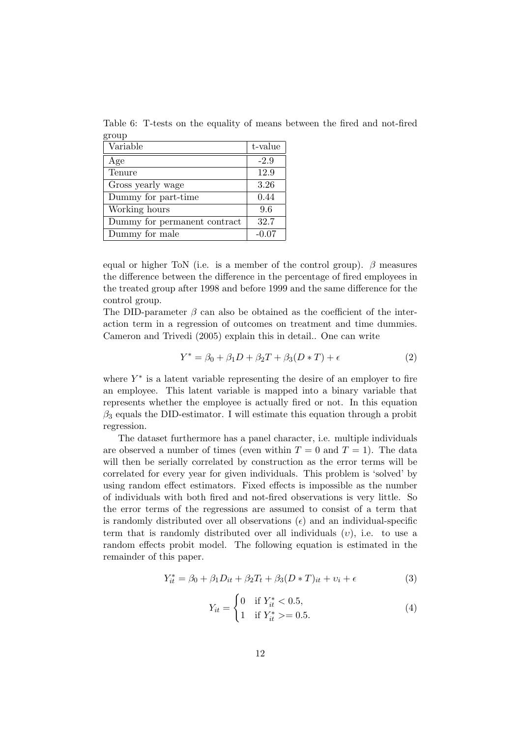Table 6: T-tests on the equality of means between the fired and not-fired group

| Variable | t-value |
|---|---|
| Age | -2.9 |
| Tenure | 12.9 |
| Gross yearly wage | 3.26 |
| Dummy for part-time | 0.44 |
| Working hours | 9.6 |
| Dummy for permanent contract | 32.7 |
| Dummy for male | -0.07 |

equal or higher ToN (i.e. is a member of the control group). $\beta$ measures the difference between the difference in the percentage of fired employees in the treated group after 1998 and before 1999 and the same difference for the control group.
The DID-parameter $\beta$ can also be obtained as the coefficient of the interaction term in a regression of outcomes on treatment and time dummies. Cameron and Trivedi (2005) explain this in detail.. One can write

$$Y^* = \beta_0 + \beta_1 D + \beta_2 T + \beta_3 (D * T) + \epsilon \tag{2}$$

where $Y^*$ is a latent variable representing the desire of an employer to fire an employee. This latent variable is mapped into a binary variable that represents whether the employee is actually fired or not. In this equation $\beta_3$ equals the DID-estimator. I will estimate this equation through a probit regression.

The dataset furthermore has a panel character, i.e. multiple individuals are observed a number of times (even within $T = 0$ and $T = 1$). The data will then be serially correlated by construction as the error terms will be correlated for every year for given individuals. This problem is 'solved' by using random effect estimators. Fixed effects is impossible as the number of individuals with both fired and not-fired observations is very little. So the error terms of the regressions are assumed to consist of a term that is randomly distributed over all observations ($\epsilon$) and an individual-specific term that is randomly distributed over all individuals ($\upsilon$), i.e. to use a random effects probit model. The following equation is estimated in the remainder of this paper.

$$Y_{it}^* = \beta_0 + \beta_1 D_{it} + \beta_2 T_t + \beta_3 (D * T)_{it} + \upsilon_i + \epsilon \tag{3}$$

$$Y_{it} = \begin{cases} 0 & \text{if } Y_{it}^* < 0.5, \\ 1 & \text{if } Y_{it}^* >= 0.5. \end{cases} \tag{4}$$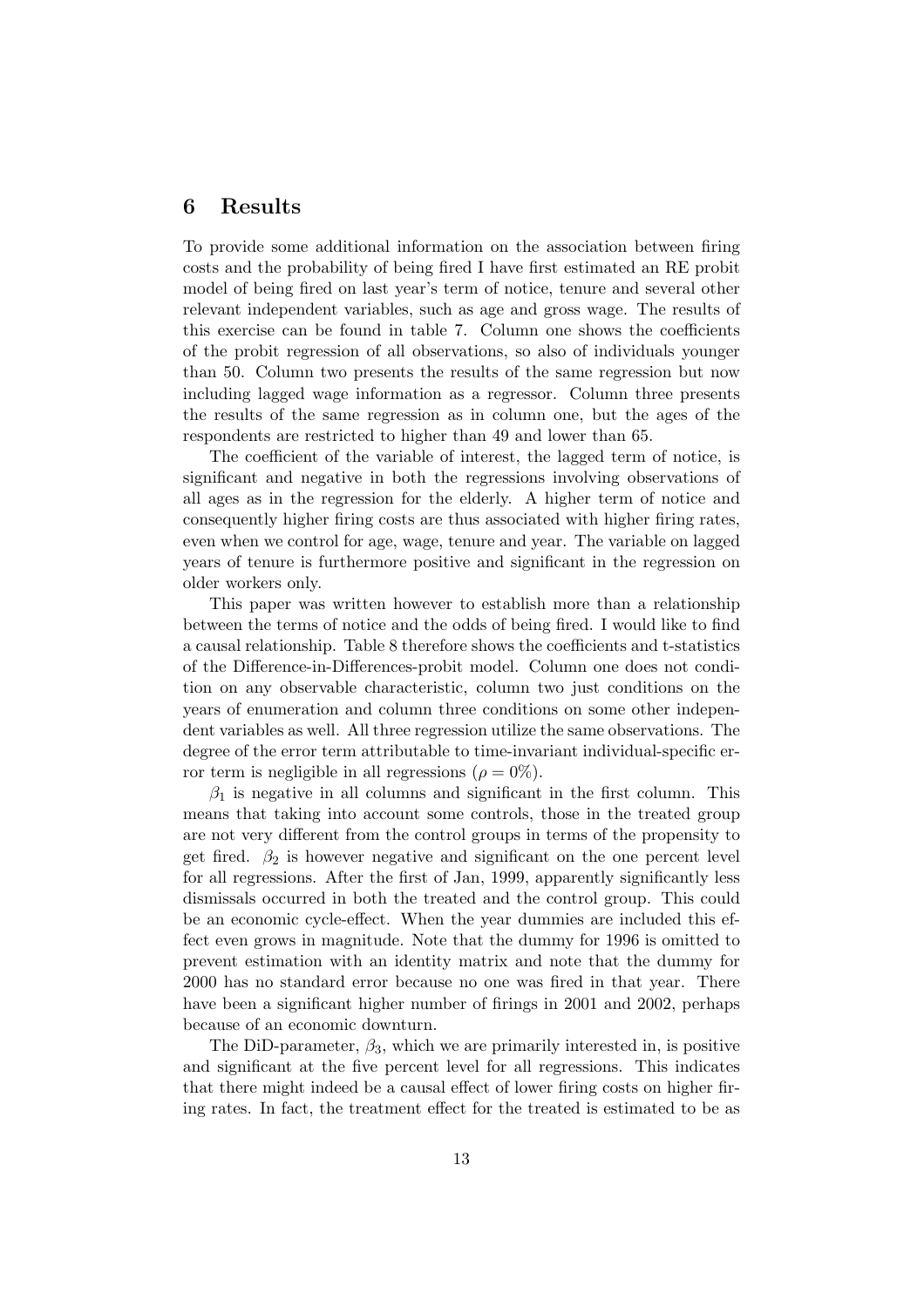## 6 Results

To provide some additional information on the association between firing costs and the probability of being fired I have first estimated an RE probit model of being fired on last year's term of notice, tenure and several other relevant independent variables, such as age and gross wage. The results of this exercise can be found in table 7. Column one shows the coefficients of the probit regression of all observations, so also of individuals younger than 50. Column two presents the results of the same regression but now including lagged wage information as a regressor. Column three presents the results of the same regression as in column one, but the ages of the respondents are restricted to higher than 49 and lower than 65.

The coefficient of the variable of interest, the lagged term of notice, is significant and negative in both the regressions involving observations of all ages as in the regression for the elderly. A higher term of notice and consequently higher firing costs are thus associated with higher firing rates, even when we control for age, wage, tenure and year. The variable on lagged years of tenure is furthermore positive and significant in the regression on older workers only.

This paper was written however to establish more than a relationship between the terms of notice and the odds of being fired. I would like to find a causal relationship. Table 8 therefore shows the coefficients and t-statistics of the Difference-in-Differences-probit model. Column one does not condition on any observable characteristic, column two just conditions on the years of enumeration and column three conditions on some other independent variables as well. All three regression utilize the same observations. The degree of the error term attributable to time-invariant individual-specific error term is negligible in all regressions ($\rho = 0\%$).

$\beta_1$ is negative in all columns and significant in the first column. This means that taking into account some controls, those in the treated group are not very different from the control groups in terms of the propensity to get fired. $\beta_2$ is however negative and significant on the one percent level for all regressions. After the first of Jan, 1999, apparently significantly less dismissals occurred in both the treated and the control group. This could be an economic cycle-effect. When the year dummies are included this effect even grows in magnitude. Note that the dummy for 1996 is omitted to prevent estimation with an identity matrix and note that the dummy for 2000 has no standard error because no one was fired in that year. There have been a significant higher number of firings in 2001 and 2002, perhaps because of an economic downturn.

The DiD-parameter, $\beta_3$, which we are primarily interested in, is positive and significant at the five percent level for all regressions. This indicates that there might indeed be a causal effect of lower firing costs on higher firing rates. In fact, the treatment effect for the treated is estimated to be as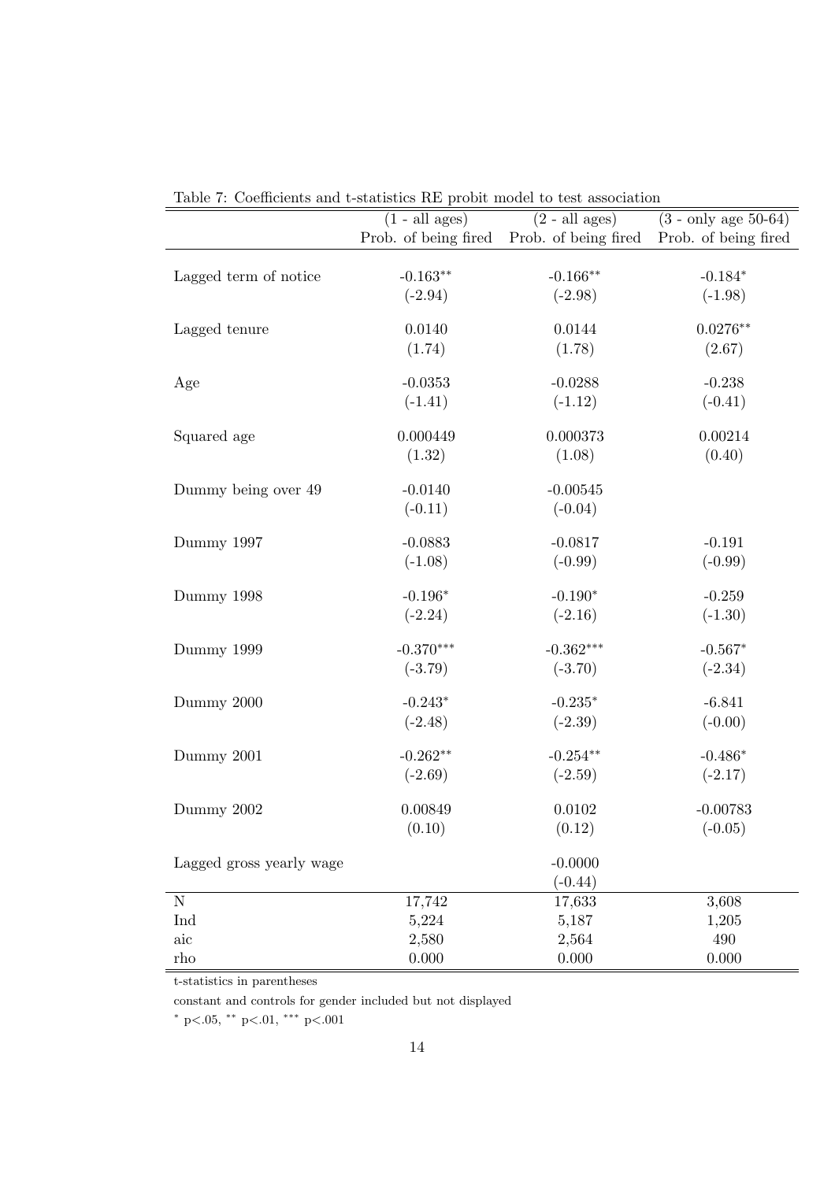Table 7: Coefficients and t-statistics RE probit model to test association

| | (1 - all ages) | (2 - all ages) | (3 - only age 50-64) |
|---|---|---|---|
| | Prob. of being fired | Prob. of being fired | Prob. of being fired |
| Lagged term of notice | $-0.163^{**}$ | $-0.166^{**}$ | $-0.184^{*}$ |
| | (-2.94) | (-2.98) | (-1.98) |
| Lagged tenure | 0.0140 | 0.0144 | $0.0276^{**}$ |
| | (1.74) | (1.78) | (2.67) |
| Age | -0.0353 | -0.0288 | -0.238 |
| | (-1.41) | (-1.12) | (-0.41) |
| Squared age | 0.000449 | 0.000373 | 0.00214 |
| | (1.32) | (1.08) | (0.40) |
| Dummy being over 49 | -0.0140 | -0.00545 | |
| | (-0.11) | (-0.04) | |
| Dummy 1997 | -0.0883 | -0.0817 | -0.191 |
| | (-1.08) | (-0.99) | (-0.99) |
| Dummy 1998 | $-0.196^{*}$ | $-0.190^{*}$ | -0.259 |
| | (-2.24) | (-2.16) | (-1.30) |
| Dummy 1999 | $-0.370^{***}$ | $-0.362^{***}$ | $-0.567^{*}$ |
| | (-3.79) | (-3.70) | (-2.34) |
| Dummy 2000 | $-0.243^{*}$ | $-0.235^{*}$ | -6.841 |
| | (-2.48) | (-2.39) | (-0.00) |
| Dummy 2001 | $-0.262^{**}$ | $-0.254^{**}$ | $-0.486^{*}$ |
| | (-2.69) | (-2.59) | (-2.17) |
| Dummy 2002 | 0.00849 | 0.0102 | -0.00783 |
| | (0.10) | (0.12) | (-0.05) |
| Lagged gross yearly wage | | -0.0000 | |
| | | (-0.44) | |
| N | 17,742 | 17,633 | 3,608 |
| Ind | 5,224 | 5,187 | 1,205 |
| aic | 2,580 | 2,564 | 490 |
| rho | 0.000 | 0.000 | 0.000 |

t-statistics in parentheses

constant and controls for gender included but not displayed

$^{*}$ $p<.05$, $^{**}$ $p<.01$, $^{***}$ $p<.001$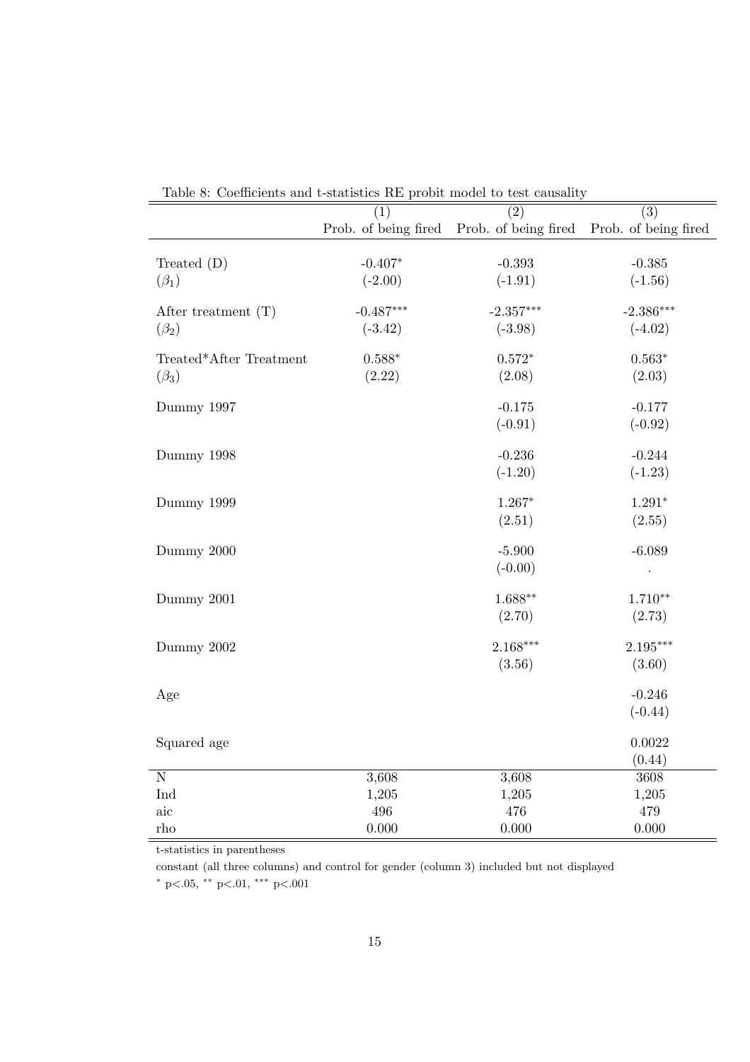Table 8: Coefficients and t-statistics RE probit model to test causality

| | (1) | (2) | (3) |
|---|---|---|---|
| | Prob. of being fired | Prob. of being fired | Prob. of being fired |
| Treated (D) | -0.407* | -0.393 | -0.385 |
| ($\beta_1$) | (-2.00) | (-1.91) | (-1.56) |
| After treatment (T) | -0.487*** | -2.357*** | -2.386*** |
| ($\beta_2$) | (-3.42) | (-3.98) | (-4.02) |
| Treated*After Treatment | 0.588* | 0.572* | 0.563* |
| ($\beta_3$) | (2.22) | (2.08) | (2.03) |
| Dummy 1997 | | -0.175 | -0.177 |
| | | (-0.91) | (-0.92) |
| Dummy 1998 | | -0.236 | -0.244 |
| | | (-1.20) | (-1.23) |
| Dummy 1999 | | 1.267* | 1.291* |
| | | (2.51) | (2.55) |
| Dummy 2000 | | -5.900 | -6.089 |
| | | (-0.00) | . |
| Dummy 2001 | | 1.688** | 1.710** |
| | | (2.70) | (2.73) |
| Dummy 2002 | | 2.168*** | 2.195*** |
| | | (3.56) | (3.60) |
| Age | | | -0.246 |
| | | | (-0.44) |
| Squared age | | | 0.0022 |
| | | | (0.44) |
| N | 3,608 | 3,608 | 3608 |
| Ind | 1,205 | 1,205 | 1,205 |
| aic | 496 | 476 | 479 |
| rho | 0.000 | 0.000 | 0.000 |

t-statistics in parentheses

constant (all three columns) and control for gender (column 3) included but not displayed

* $p<.05$, ** $p<.01$, *** $p<.001$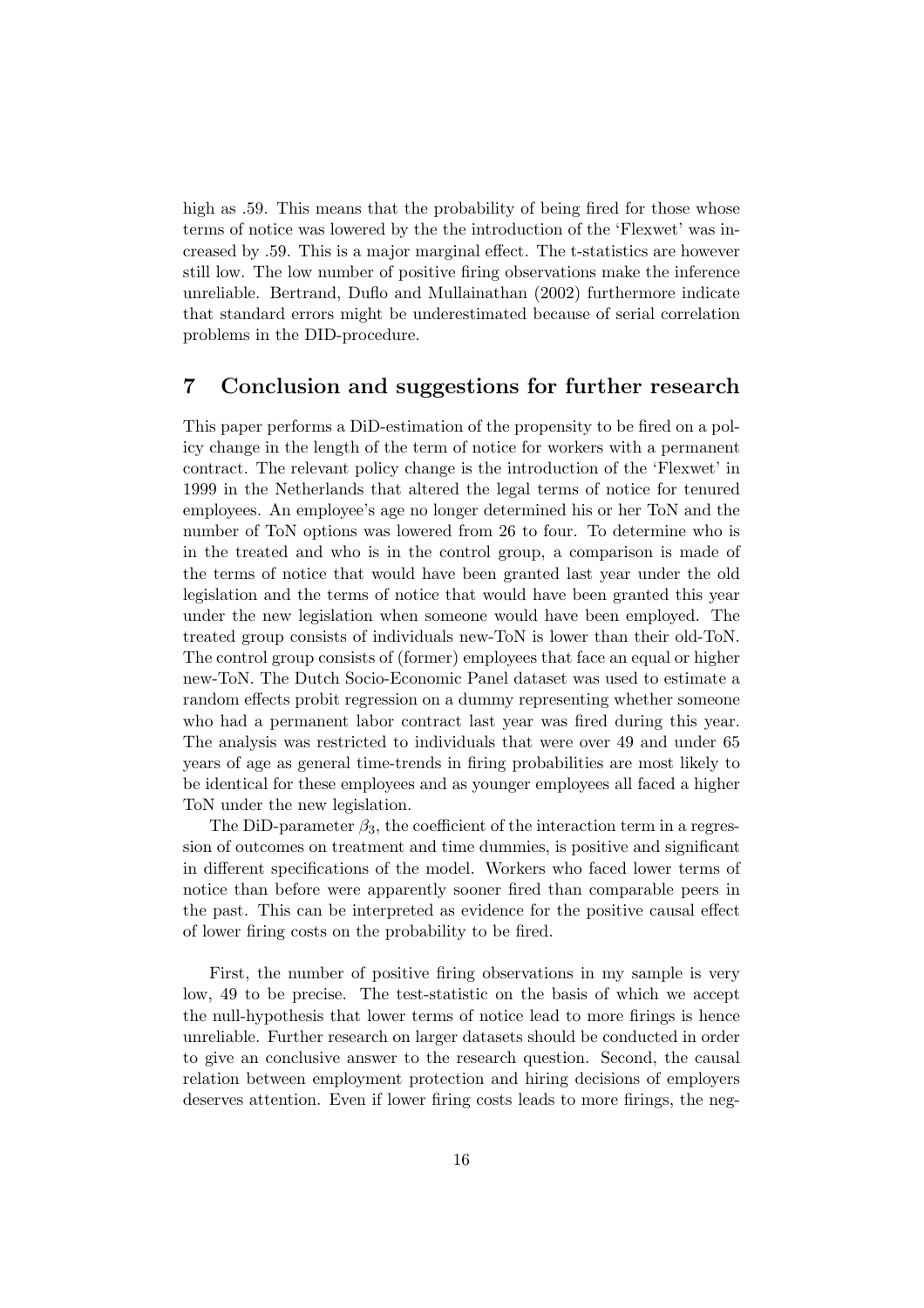high as .59. This means that the probability of being fired for those whose terms of notice was lowered by the the introduction of the 'Flexwet' was increased by .59. This is a major marginal effect. The t-statistics are however still low. The low number of positive firing observations make the inference unreliable. Bertrand, Duflo and Mullainathan (2002) furthermore indicate that standard errors might be underestimated because of serial correlation problems in the DID-procedure.

## 7 Conclusion and suggestions for further research

This paper performs a DiD-estimation of the propensity to be fired on a policy change in the length of the term of notice for workers with a permanent contract. The relevant policy change is the introduction of the 'Flexwet' in 1999 in the Netherlands that altered the legal terms of notice for tenured employees. An employee's age no longer determined his or her ToN and the number of ToN options was lowered from 26 to four. To determine who is in the treated and who is in the control group, a comparison is made of the terms of notice that would have been granted last year under the old legislation and the terms of notice that would have been granted this year under the new legislation when someone would have been employed. The treated group consists of individuals new-ToN is lower than their old-ToN. The control group consists of (former) employees that face an equal or higher new-ToN. The Dutch Socio-Economic Panel dataset was used to estimate a random effects probit regression on a dummy representing whether someone who had a permanent labor contract last year was fired during this year. The analysis was restricted to individuals that were over 49 and under 65 years of age as general time-trends in firing probabilities are most likely to be identical for these employees and as younger employees all faced a higher ToN under the new legislation.

The DiD-parameter $\beta_3$, the coefficient of the interaction term in a regression of outcomes on treatment and time dummies, is positive and significant in different specifications of the model. Workers who faced lower terms of notice than before were apparently sooner fired than comparable peers in the past. This can be interpreted as evidence for the positive causal effect of lower firing costs on the probability to be fired.

First, the number of positive firing observations in my sample is very low, 49 to be precise. The test-statistic on the basis of which we accept the null-hypothesis that lower terms of notice lead to more firings is hence unreliable. Further research on larger datasets should be conducted in order to give an conclusive answer to the research question. Second, the causal relation between employment protection and hiring decisions of employers deserves attention. Even if lower firing costs leads to more firings, the neg-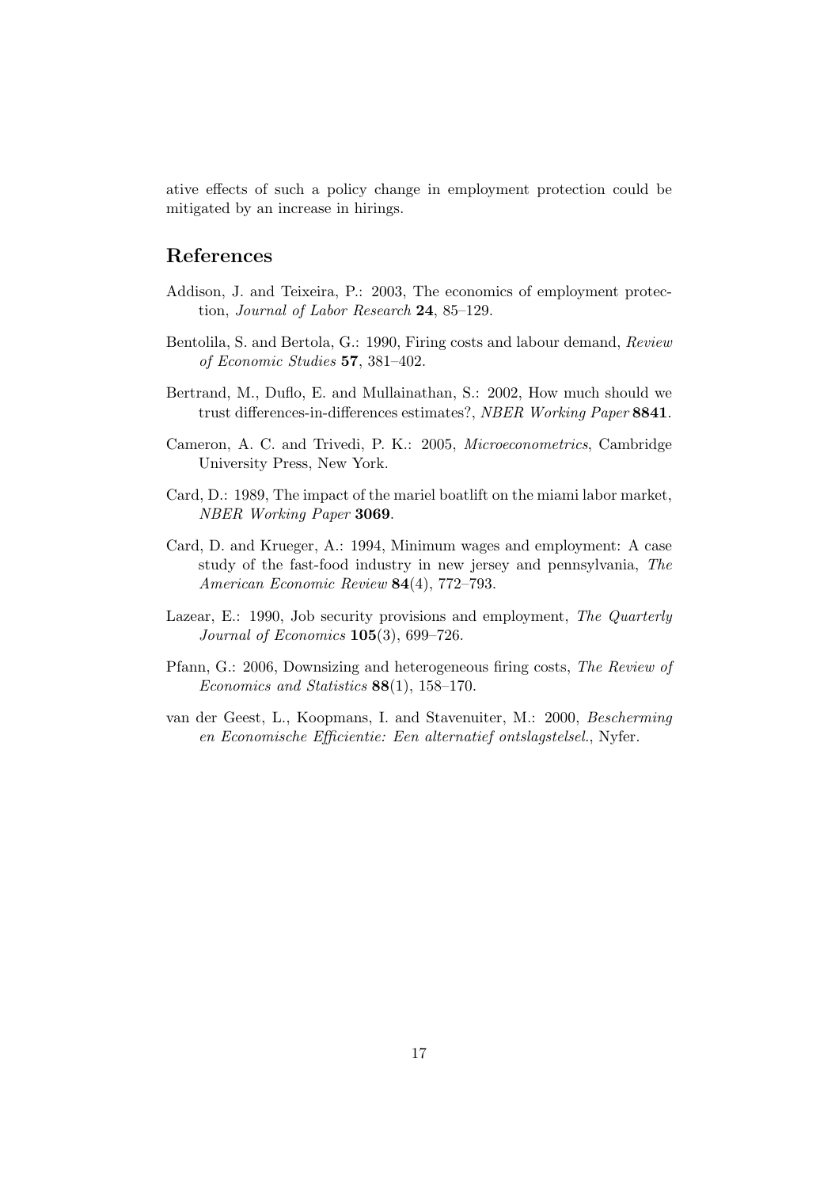ative effects of such a policy change in employment protection could be mitigated by an increase in hirings.

## References

Addison, J. and Teixeira, P.: 2003, The economics of employment protection, *Journal of Labor Research* **24**, 85–129.

Bentolila, S. and Bertola, G.: 1990, Firing costs and labour demand, *Review of Economic Studies* **57**, 381–402.

Bertrand, M., Duflo, E. and Mullainathan, S.: 2002, How much should we trust differences-in-differences estimates?, *NBER Working Paper* **8841**.

Cameron, A. C. and Trivedi, P. K.: 2005, *Microeconometrics*, Cambridge University Press, New York.

Card, D.: 1989, The impact of the mariel boatlift on the miami labor market, *NBER Working Paper* **3069**.

Card, D. and Krueger, A.: 1994, Minimum wages and employment: A case study of the fast-food industry in new jersey and pennsylvania, *The American Economic Review* **84**(4), 772–793.

Lazear, E.: 1990, Job security provisions and employment, *The Quarterly Journal of Economics* **105**(3), 699–726.

Pfann, G.: 2006, Downsizing and heterogeneous firing costs, *The Review of Economics and Statistics* **88**(1), 158–170.

van der Geest, L., Koopmans, I. and Stavenuiter, M.: 2000, *Bescherming en Economische Efficientie: Een alternatief ontslagstelsel.*, Nyfer.